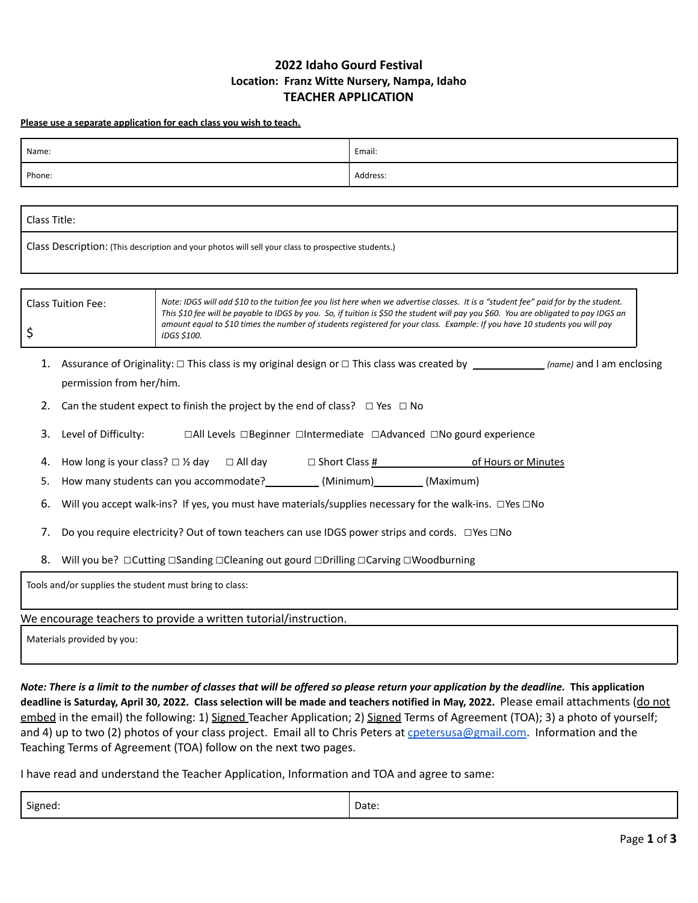# 2022 Idaho Gourd Festival

**Location: Franz Witte Nursery, Nampa, Idaho**

## TEACHER APPLICATION

**Please use a separate application for each class you wish to teach.**

| Name: | Email: |
|---|---|
| Phone: | Address: |

| Class Title: |
|---|
| Class Description: (This description and your photos will sell your class to prospective students.) |

| Class Tuition Fee: $ | *Note: IDGS will add $10 to the tuition fee you list here when we advertise classes. It is a "student fee" paid for by the student. This $10 fee will be payable to IDGS by you. So, if tuition is $50 the student will pay you $60. You are obligated to pay IDGS an amount equal to $10 times the number of students registered for your class. Example: If you have 10 students you will pay IDGS $100.* |
|---|---|

1. Assurance of Originality: ☐ This class is my original design or ☐ This class was created by \_\_\_\_\_\_\_\_\_\_\_\_ *(name)* and I am enclosing permission from her/him.
2. Can the student expect to finish the project by the end of class? ☐ Yes ☐ No
3. Level of Difficulty: ☐All Levels ☐Beginner ☐Intermediate ☐Advanced ☐No gourd experience
4. How long is your class? ☐ ½ day ☐ All day ☐ Short Class # \_\_\_\_\_\_\_\_\_\_\_\_ of Hours or Minutes
5. How many students can you accommodate? \_\_\_\_\_\_\_\_ (Minimum) \_\_\_\_\_\_\_\_ (Maximum)
6. Will you accept walk-ins? If yes, you must have materials/supplies necessary for the walk-ins. ☐Yes ☐No
7. Do you require electricity? Out of town teachers can use IDGS power strips and cords. ☐Yes ☐No
8. Will you be? ☐Cutting ☐Sanding ☐Cleaning out gourd ☐Drilling ☐Carving ☐Woodburning

| Tools and/or supplies the student must bring to class: |
|---|

We encourage teachers to provide a written tutorial/instruction.

| Materials provided by you: |
|---|

***Note: There is a limit to the number of classes that will be offered so please return your application by the deadline.*** **This application deadline is Saturday, April 30, 2022. Class selection will be made and teachers notified in May, 2022.** Please email attachments (do not embed in the email) the following: 1) Signed Teacher Application; 2) Signed Terms of Agreement (TOA); 3) a photo of yourself; and 4) up to two (2) photos of your class project. Email all to Chris Peters at cpetersusa@gmail.com. Information and the Teaching Terms of Agreement (TOA) follow on the next two pages.

I have read and understand the Teacher Application, Information and TOA and agree to same:

| Signed: | Date: |
|---|---|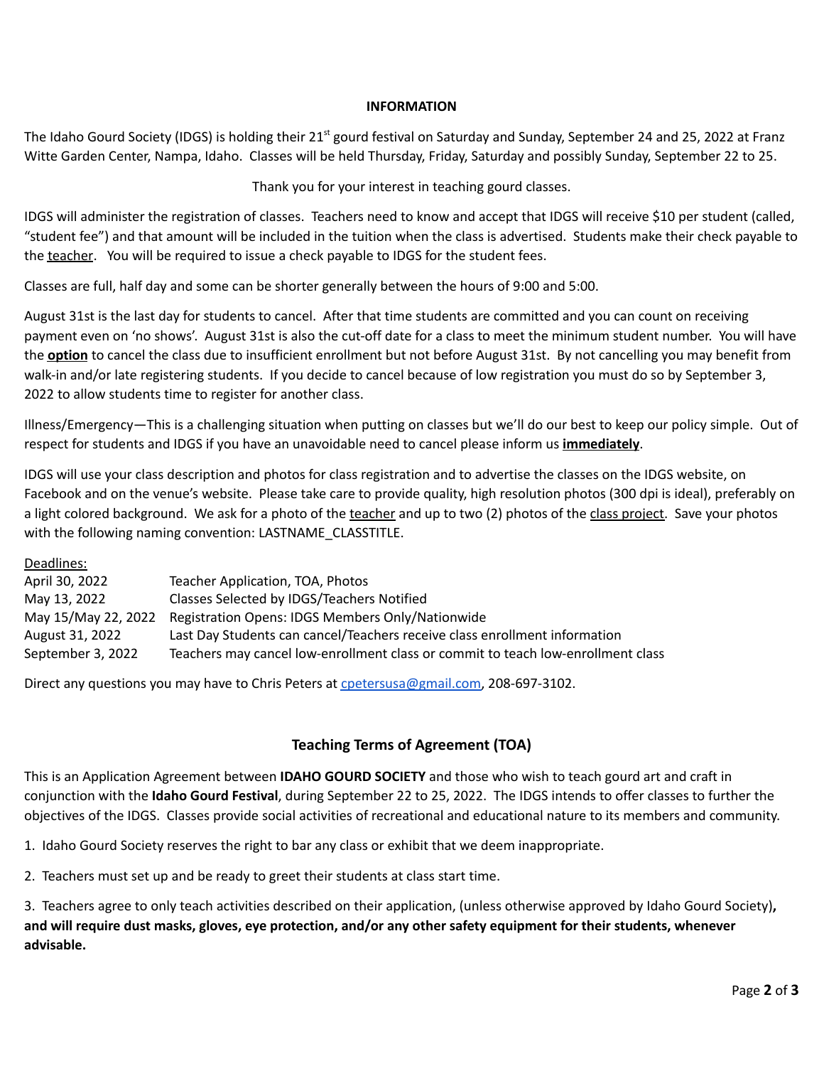**INFORMATION**

The Idaho Gourd Society (IDGS) is holding their 21st gourd festival on Saturday and Sunday, September 24 and 25, 2022 at Franz Witte Garden Center, Nampa, Idaho. Classes will be held Thursday, Friday, Saturday and possibly Sunday, September 22 to 25.

Thank you for your interest in teaching gourd classes.

IDGS will administer the registration of classes. Teachers need to know and accept that IDGS will receive $10 per student (called, "student fee") and that amount will be included in the tuition when the class is advertised. Students make their check payable to the <u>teacher</u>. You will be required to issue a check payable to IDGS for the student fees.

Classes are full, half day and some can be shorter generally between the hours of 9:00 and 5:00.

August 31st is the last day for students to cancel. After that time students are committed and you can count on receiving payment even on 'no shows'. August 31st is also the cut-off date for a class to meet the minimum student number. You will have the **<u>option</u>** to cancel the class due to insufficient enrollment but not before August 31st. By not cancelling you may benefit from walk-in and/or late registering students. If you decide to cancel because of low registration you must do so by September 3, 2022 to allow students time to register for another class.

Illness/Emergency—This is a challenging situation when putting on classes but we'll do our best to keep our policy simple. Out of respect for students and IDGS if you have an unavoidable need to cancel please inform us **<u>immediately</u>**.

IDGS will use your class description and photos for class registration and to advertise the classes on the IDGS website, on Facebook and on the venue's website. Please take care to provide quality, high resolution photos (300 dpi is ideal), preferably on a light colored background. We ask for a photo of the <u>teacher</u> and up to two (2) photos of the <u>class project</u>. Save your photos with the following naming convention: LASTNAME_CLASSTITLE.

<u>Deadlines:</u>

| | |
|---|---|
| April 30, 2022 | Teacher Application, TOA, Photos |
| May 13, 2022 | Classes Selected by IDGS/Teachers Notified |
| May 15/May 22, 2022 | Registration Opens: IDGS Members Only/Nationwide |
| August 31, 2022 | Last Day Students can cancel/Teachers receive class enrollment information |
| September 3, 2022 | Teachers may cancel low-enrollment class or commit to teach low-enrollment class |

Direct any questions you may have to Chris Peters at cpetersusa@gmail.com, 208-697-3102.

## Teaching Terms of Agreement (TOA)

This is an Application Agreement between **IDAHO GOURD SOCIETY** and those who wish to teach gourd art and craft in conjunction with the **Idaho Gourd Festival**, during September 22 to 25, 2022. The IDGS intends to offer classes to further the objectives of the IDGS. Classes provide social activities of recreational and educational nature to its members and community.

1. Idaho Gourd Society reserves the right to bar any class or exhibit that we deem inappropriate.

2. Teachers must set up and be ready to greet their students at class start time.

3. Teachers agree to only teach activities described on their application, (unless otherwise approved by Idaho Gourd Society)**, and will require dust masks, gloves, eye protection, and/or any other safety equipment for their students, whenever advisable.**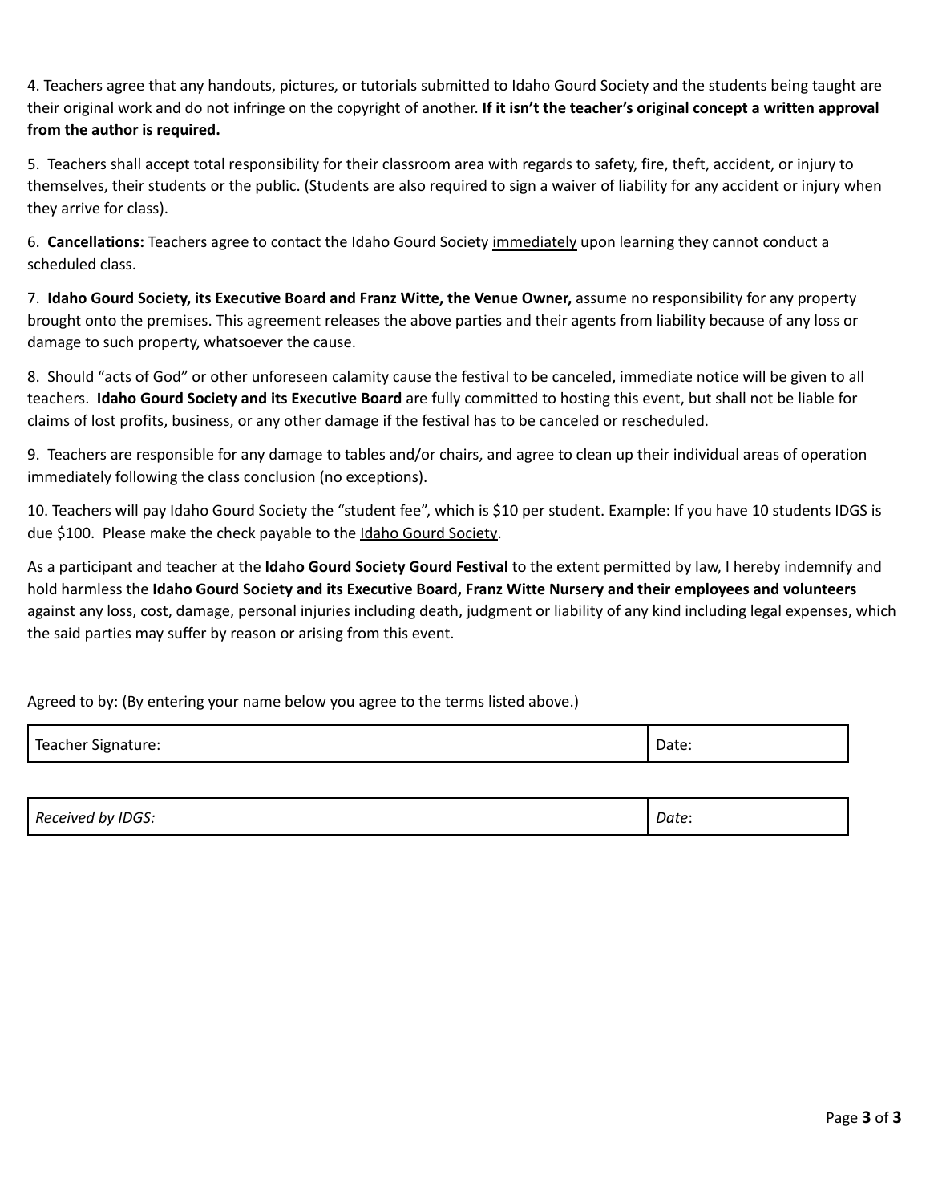4. Teachers agree that any handouts, pictures, or tutorials submitted to Idaho Gourd Society and the students being taught are their original work and do not infringe on the copyright of another. **If it isn't the teacher's original concept a written approval from the author is required.**

5. Teachers shall accept total responsibility for their classroom area with regards to safety, fire, theft, accident, or injury to themselves, their students or the public. (Students are also required to sign a waiver of liability for any accident or injury when they arrive for class).

6. **Cancellations:** Teachers agree to contact the Idaho Gourd Society <u>immediately</u> upon learning they cannot conduct a scheduled class.

7. **Idaho Gourd Society, its Executive Board and Franz Witte, the Venue Owner,** assume no responsibility for any property brought onto the premises. This agreement releases the above parties and their agents from liability because of any loss or damage to such property, whatsoever the cause.

8. Should "acts of God" or other unforeseen calamity cause the festival to be canceled, immediate notice will be given to all teachers. **Idaho Gourd Society and its Executive Board** are fully committed to hosting this event, but shall not be liable for claims of lost profits, business, or any other damage if the festival has to be canceled or rescheduled.

9. Teachers are responsible for any damage to tables and/or chairs, and agree to clean up their individual areas of operation immediately following the class conclusion (no exceptions).

10. Teachers will pay Idaho Gourd Society the "student fee", which is $10 per student. Example: If you have 10 students IDGS is due $100. Please make the check payable to the <u>Idaho Gourd Society</u>.

As a participant and teacher at the **Idaho Gourd Society Gourd Festival** to the extent permitted by law, I hereby indemnify and hold harmless the **Idaho Gourd Society and its Executive Board, Franz Witte Nursery and their employees and volunteers** against any loss, cost, damage, personal injuries including death, judgment or liability of any kind including legal expenses, which the said parties may suffer by reason or arising from this event.

Agreed to by: (By entering your name below you agree to the terms listed above.)

| | |
|---|---|
| Teacher Signature: | Date: |

| | |
|---|---|
| *Received by IDGS:* | *Date*: |